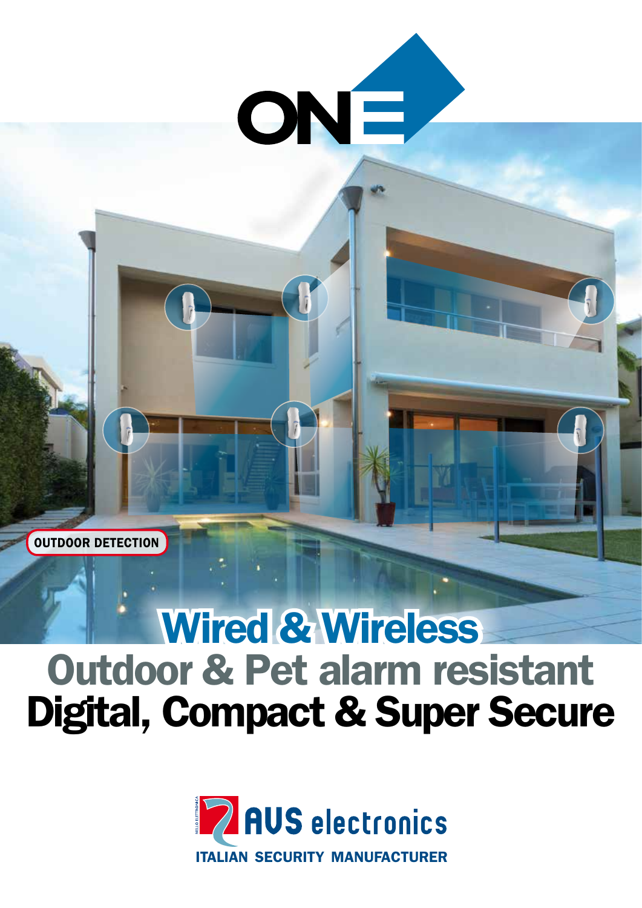# ONE

OUTDOOR DETECTION

## Wired & Wireless

## Outdoor & Pet alarm resistant

## Digital, Compact & Super Secure

AVS electronics

ITALIAN SECURITY MANUFACTURER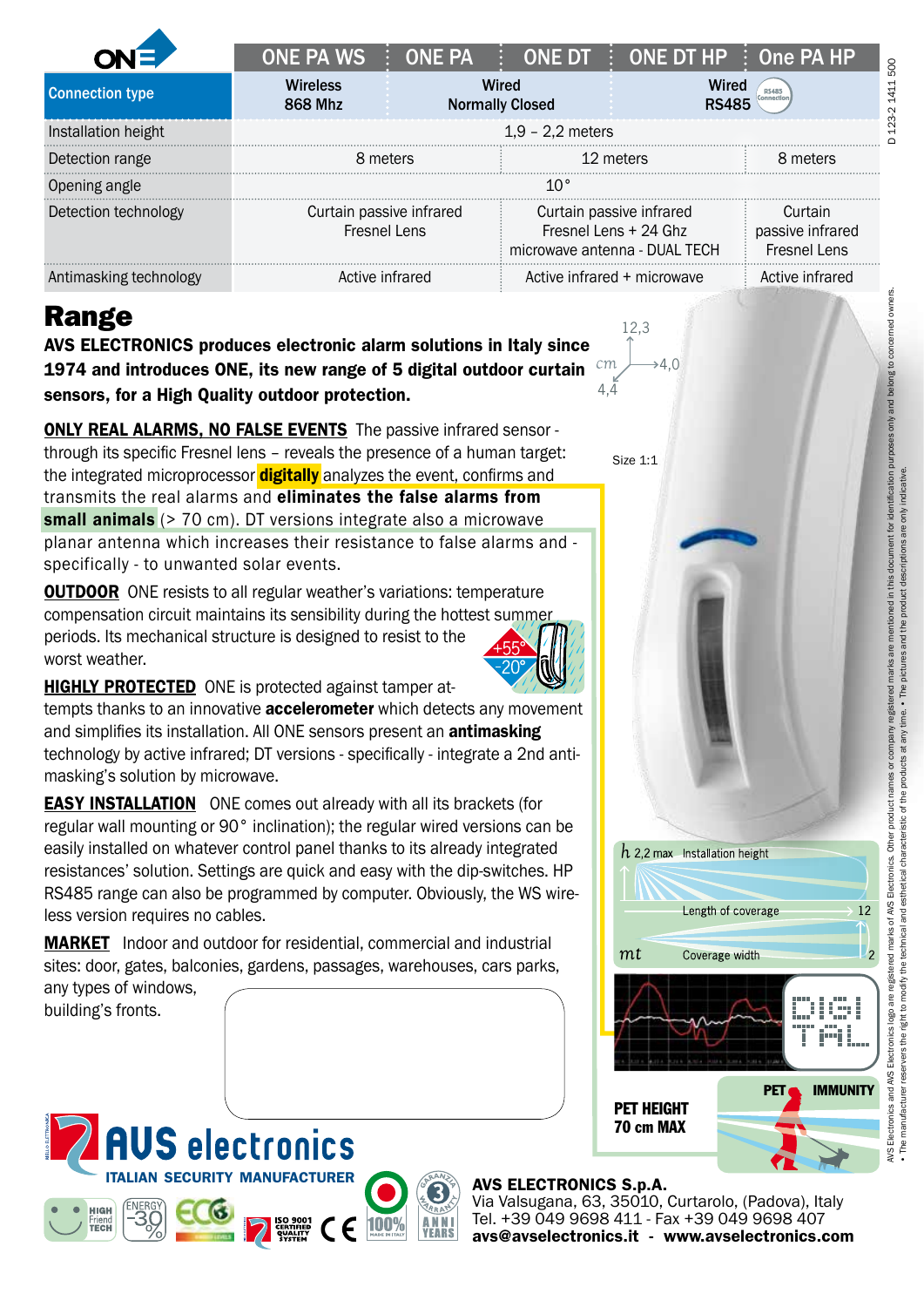| | ONE PA WS | ONE PA | ONE DT | ONE DT HP | One PA HP |
|---|---|---|---|---|---|
| Connection type | Wireless 868 Mhz | Wired Normally Closed | | Wired RS485 | |
| Installation height | 1,9 – 2,2 meters | | | | |
| Detection range | 8 meters | | 12 meters | | 8 meters |
| Opening angle | 10° | | | | |
| Detection technology | Curtain passive infrared Fresnel Lens | | Curtain passive infrared Fresnel Lens + 24 Ghz microwave antenna - DUAL TECH | | Curtain passive infrared Fresnel Lens |
| Antimasking technology | Active infrared | | Active infrared + microwave | | Active infrared |

## Range

**AVS ELECTRONICS produces electronic alarm solutions in Italy since 1974 and introduces ONE, its new range of 5 digital outdoor curtain sensors, for a High Quality outdoor protection.**

**ONLY REAL ALARMS, NO FALSE EVENTS** The passive infrared sensor - through its specific Fresnel lens – reveals the presence of a human target: the integrated microprocessor **digitally** analyzes the event, confirms and transmits the real alarms and **eliminates the false alarms from small animals** (> 70 cm). DT versions integrate also a microwave planar antenna which increases their resistance to false alarms and - specifically - to unwanted solar events.

**OUTDOOR** ONE resists to all regular weather's variations: temperature compensation circuit maintains its sensibility during the hottest summer periods. Its mechanical structure is designed to resist to the worst weather.

+55°
-20°

**HIGHLY PROTECTED** ONE is protected against tamper attempts thanks to an innovative **accelerometer** which detects any movement and simplifies its installation. All ONE sensors present an **antimasking** technology by active infrared; DT versions - specifically - integrate a 2nd antimasking's solution by microwave.

**EASY INSTALLATION** ONE comes out already with all its brackets (for regular wall mounting or 90° inclination); the regular wired versions can be easily installed on whatever control panel thanks to its already integrated resistances' solution. Settings are quick and easy with the dip-switches. HP RS485 range can also be programmed by computer. Obviously, the WS wireless version requires no cables.

**MARKET** Indoor and outdoor for residential, commercial and industrial sites: door, gates, balconies, gardens, passages, warehouses, cars parks, any types of windows, building's fronts.

12,3
cm 4,0
4,4

Size 1:1

h 2,2 max Installation height
Length of coverage 12
mt Coverage width 2

DIGITAL

PET HEIGHT 70 cm MAX

PET IMMUNITY

AVS electronics
ITALIAN SECURITY MANUFACTURER

**AVS ELECTRONICS S.p.A.**
Via Valsugana, 63, 35010, Curtarolo, (Padova), Italy
Tel. +39 049 9698 411 - Fax +39 049 9698 407
**avs@avselectronics.it - www.avselectronics.com**

D 123-2 1411 500

AVS Electronics and AVS Electronics logo are registered marks of AVS Electronics. Other product names or company registered marks are mentioned in this document for identification purposes only and belong to concerned owners. • The manufacturer reserves the right to modify the technical and esthetical characteristic of the products at any time. • The pictures and the product descriptions are only indicative.